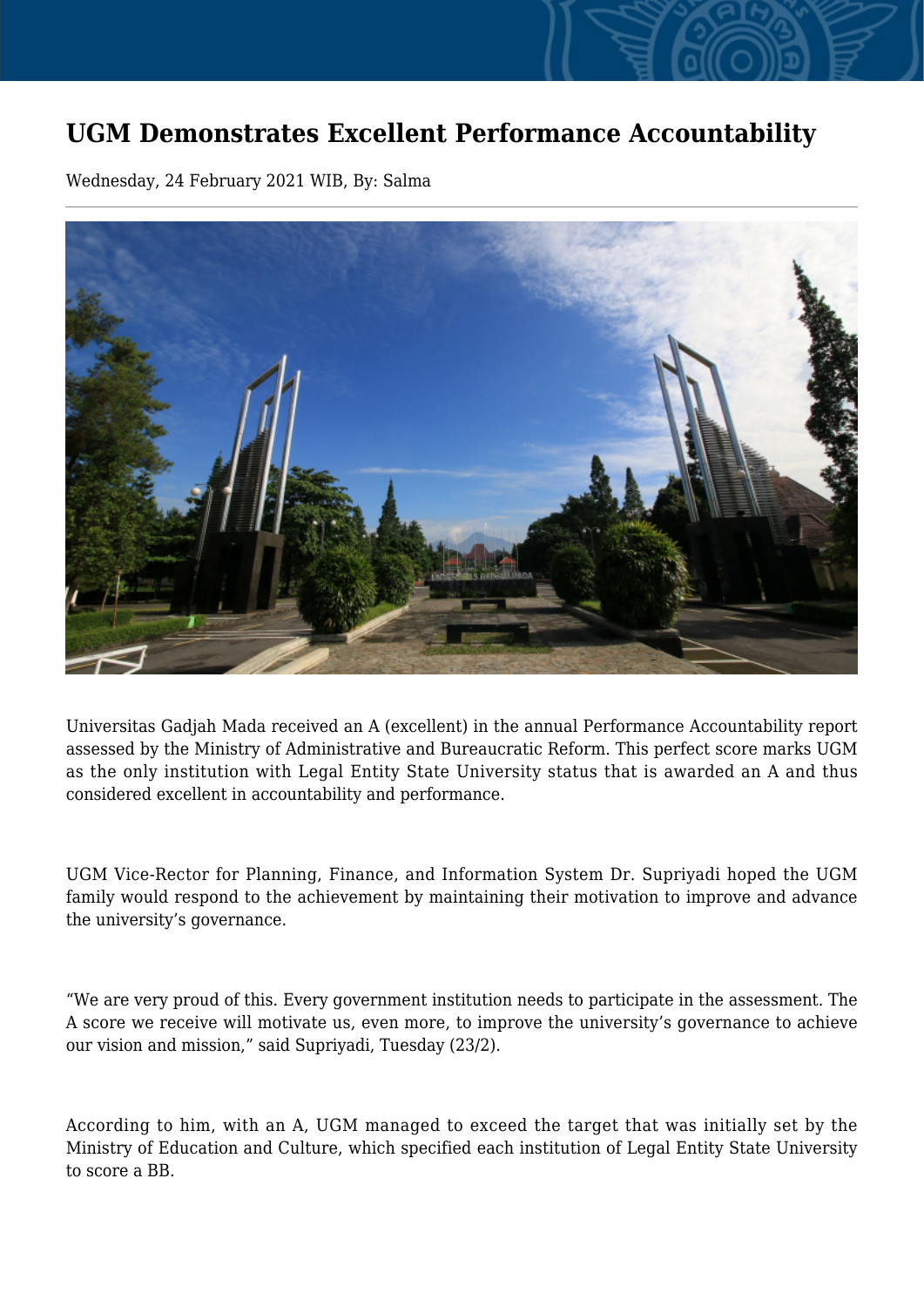# UGM Demonstrates Excellent Performance Accountability

Wednesday, 24 February 2021 WIB, By: Salma

Universitas Gadjah Mada received an A (excellent) in the annual Performance Accountability report assessed by the Ministry of Administrative and Bureaucratic Reform. This perfect score marks UGM as the only institution with Legal Entity State University status that is awarded an A and thus considered excellent in accountability and performance.

UGM Vice-Rector for Planning, Finance, and Information System Dr. Supriyadi hoped the UGM family would respond to the achievement by maintaining their motivation to improve and advance the university's governance.

"We are very proud of this. Every government institution needs to participate in the assessment. The A score we receive will motivate us, even more, to improve the university's governance to achieve our vision and mission," said Supriyadi, Tuesday (23/2).

According to him, with an A, UGM managed to exceed the target that was initially set by the Ministry of Education and Culture, which specified each institution of Legal Entity State University to score a BB.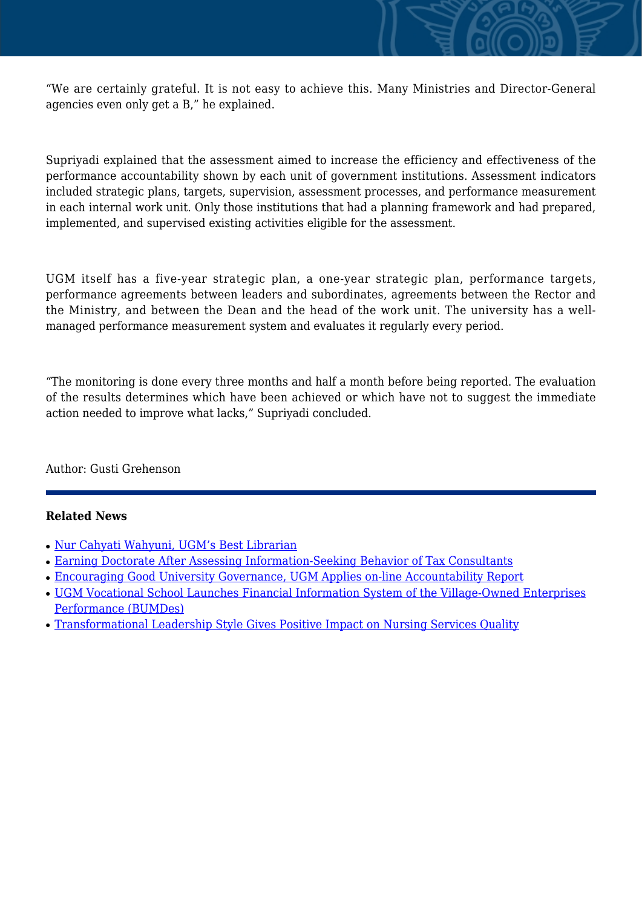“We are certainly grateful. It is not easy to achieve this. Many Ministries and Director-General agencies even only get a B,” he explained.

Supriyadi explained that the assessment aimed to increase the efficiency and effectiveness of the performance accountability shown by each unit of government institutions. Assessment indicators included strategic plans, targets, supervision, assessment processes, and performance measurement in each internal work unit. Only those institutions that had a planning framework and had prepared, implemented, and supervised existing activities eligible for the assessment.

UGM itself has a five-year strategic plan, a one-year strategic plan, performance targets, performance agreements between leaders and subordinates, agreements between the Rector and the Ministry, and between the Dean and the head of the work unit. The university has a well-managed performance measurement system and evaluates it regularly every period.

“The monitoring is done every three months and half a month before being reported. The evaluation of the results determines which have been achieved or which have not to suggest the immediate action needed to improve what lacks,” Supriyadi concluded.

Author: Gusti Grehenson

---

**Related News**

- Nur Cahyati Wahyuni, UGM’s Best Librarian
- Earning Doctorate After Assessing Information-Seeking Behavior of Tax Consultants
- Encouraging Good University Governance, UGM Applies on-line Accountability Report
- UGM Vocational School Launches Financial Information System of the Village-Owned Enterprises Performance (BUMDes)
- Transformational Leadership Style Gives Positive Impact on Nursing Services Quality